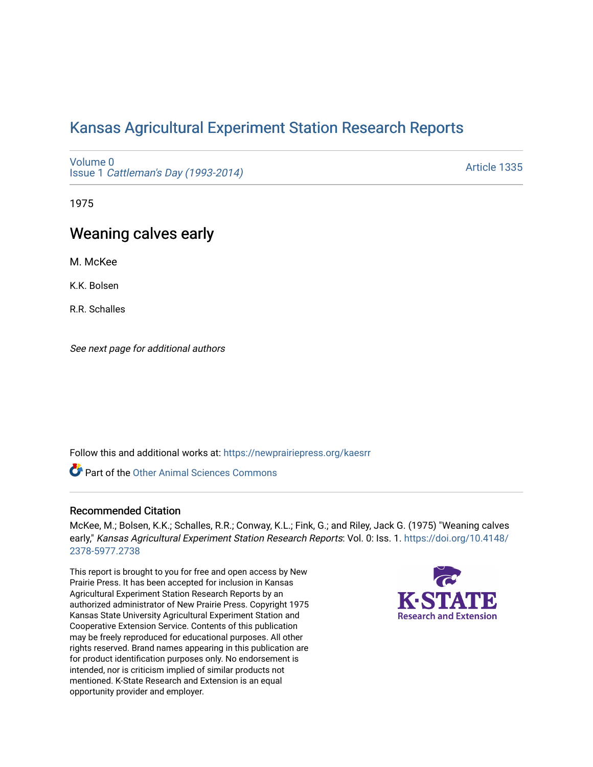# Kansas Agricultural Experiment Station Research Reports

Volume 0
Issue 1 *Cattleman's Day (1993-2014)*

Article 1335

1975

## Weaning calves early

M. McKee

K.K. Bolsen

R.R. Schalles

*See next page for additional authors*

Follow this and additional works at: https://newprairiepress.org/kaesrr

Part of the Other Animal Sciences Commons

### Recommended Citation

McKee, M.; Bolsen, K.K.; Schalles, R.R.; Conway, K.L.; Fink, G.; and Riley, Jack G. (1975) "Weaning calves early," *Kansas Agricultural Experiment Station Research Reports*: Vol. 0: Iss. 1. https://doi.org/10.4148/2378-5977.2738

This report is brought to you for free and open access by New Prairie Press. It has been accepted for inclusion in Kansas Agricultural Experiment Station Research Reports by an authorized administrator of New Prairie Press. Copyright 1975 Kansas State University Agricultural Experiment Station and Cooperative Extension Service. Contents of this publication may be freely reproduced for educational purposes. All other rights reserved. Brand names appearing in this publication are for product identification purposes only. No endorsement is intended, nor is criticism implied of similar products not mentioned. K-State Research and Extension is an equal opportunity provider and employer.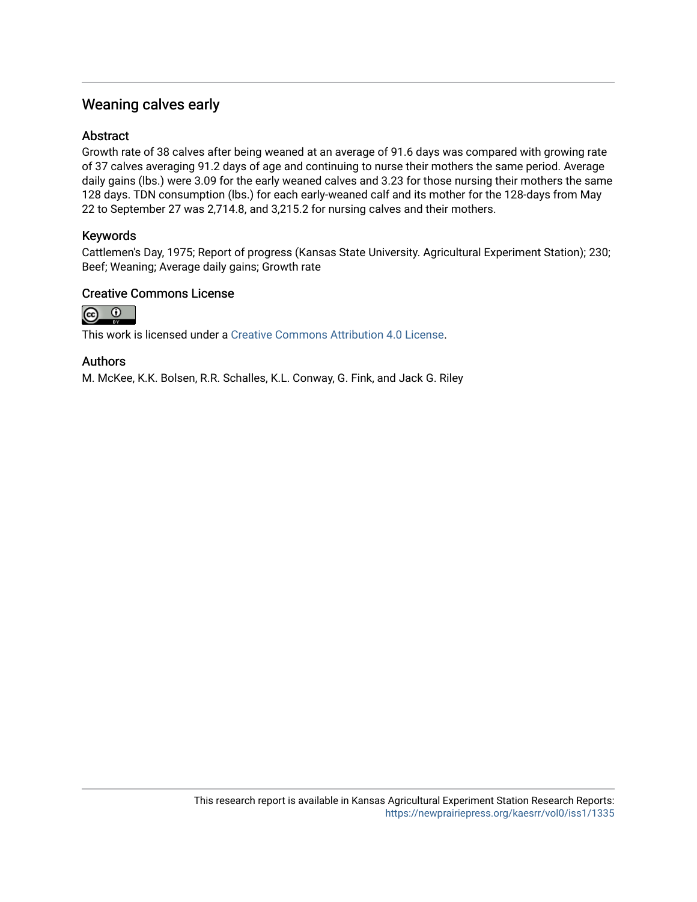## Weaning calves early

### Abstract

Growth rate of 38 calves after being weaned at an average of 91.6 days was compared with growing rate of 37 calves averaging 91.2 days of age and continuing to nurse their mothers the same period. Average daily gains (lbs.) were 3.09 for the early weaned calves and 3.23 for those nursing their mothers the same 128 days. TDN consumption (lbs.) for each early-weaned calf and its mother for the 128-days from May 22 to September 27 was 2,714.8, and 3,215.2 for nursing calves and their mothers.

### Keywords

Cattlemen's Day, 1975; Report of progress (Kansas State University. Agricultural Experiment Station); 230; Beef; Weaning; Average daily gains; Growth rate

### Creative Commons License

This work is licensed under a Creative Commons Attribution 4.0 License.

### Authors

M. McKee, K.K. Bolsen, R.R. Schalles, K.L. Conway, G. Fink, and Jack G. Riley

This research report is available in Kansas Agricultural Experiment Station Research Reports: https://newprairiepress.org/kaesrr/vol0/iss1/1335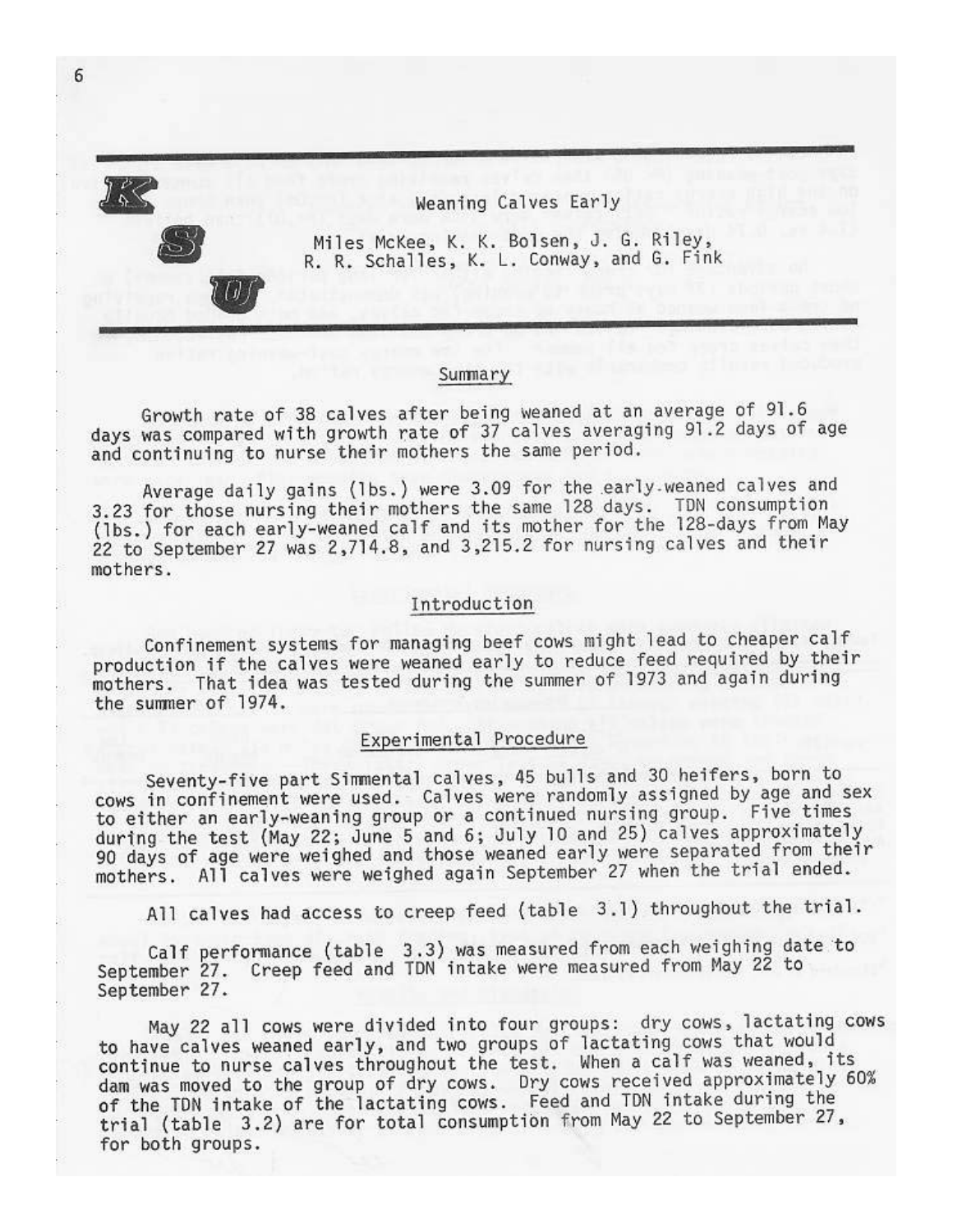# Weaning Calves Early

Miles McKee, K. K. Bolsen, J. G. Riley, R. R. Schalles, K. L. Conway, and G. Fink

## Summary

Growth rate of 38 calves after being weaned at an average of 91.6 days was compared with growth rate of 37 calves averaging 91.2 days of age and continuing to nurse their mothers the same period.

Average daily gains (lbs.) were 3.09 for the early-weaned calves and 3.23 for those nursing their mothers the same 128 days. TDN consumption (lbs.) for each early-weaned calf and its mother for the 128-days from May 22 to September 27 was 2,714.8, and 3,215.2 for nursing calves and their mothers.

## Introduction

Confinement systems for managing beef cows might lead to cheaper calf production if the calves were weaned early to reduce feed required by their mothers. That idea was tested during the summer of 1973 and again during the summer of 1974.

## Experimental Procedure

Seventy-five part Simmental calves, 45 bulls and 30 heifers, born to cows in confinement were used. Calves were randomly assigned by age and sex to either an early-weaning group or a continued nursing group. Five times during the test (May 22; June 5 and 6; July 10 and 25) calves approximately 90 days of age were weighed and those weaned early were separated from their mothers. All calves were weighed again September 27 when the trial ended.

All calves had access to creep feed (table 3.1) throughout the trial.

Calf performance (table 3.3) was measured from each weighing date to September 27. Creep feed and TDN intake were measured from May 22 to September 27.

May 22 all cows were divided into four groups: dry cows, lactating cows to have calves weaned early, and two groups of lactating cows that would continue to nurse calves throughout the test. When a calf was weaned, its dam was moved to the group of dry cows. Dry cows received approximately 60% of the TDN intake of the lactating cows. Feed and TDN intake during the trial (table 3.2) are for total consumption from May 22 to September 27, for both groups.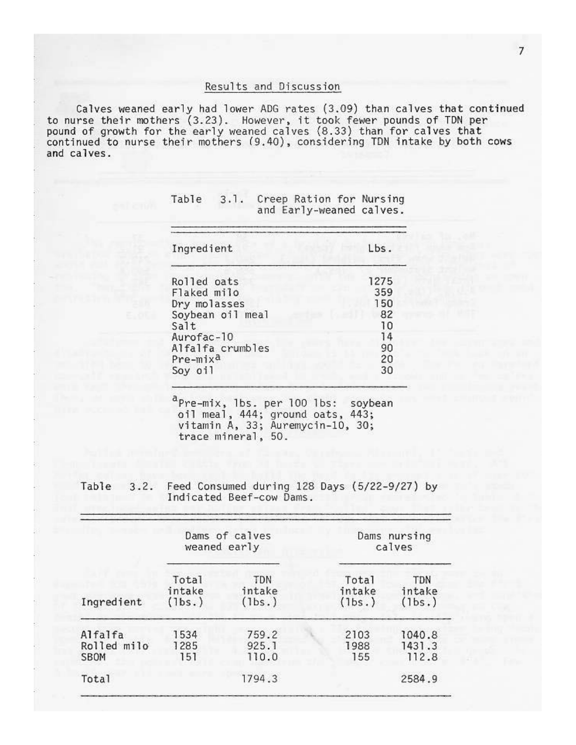## Results and Discussion

Calves weaned early had lower ADG rates (3.09) than calves that continued to nurse their mothers (3.23). However, it took fewer pounds of TDN per pound of growth for the early weaned calves (8.33) than for calves that continued to nurse their mothers (9.40), considering TDN intake by both cows and calves.

Table 3.1. Creep Ration for Nursing and Early-weaned calves.

| Ingredient | Lbs. |
|---|---|
| Rolled oats | 1275 |
| Flaked milo | 359 |
| Dry molasses | 150 |
| Soybean oil meal | 82 |
| Salt | 10 |
| Aurofac-10 | 14 |
| Alfalfa crumbles | 90 |
| Pre-mix[a] | 20 |
| Soy oil | 30 |

[a]Pre-mix, lbs. per 100 lbs: soybean oil meal, 444; ground oats, 443; vitamin A, 33; Auremycin-10, 30; trace mineral, 50.

Table 3.2. Feed Consumed during 128 Days (5/22-9/27) by Indicated Beef-cow Dams.

| | Dams of calves weaned early | | Dams nursing calves | |
|---|---|---|---|---|
| Ingredient | Total intake (lbs.) | TDN intake (lbs.) | Total intake (lbs.) | TDN intake (lbs.) |
| Alfalfa | 1534 | 759.2 | 2103 | 1040.8 |
| Rolled milo | 1285 | 925.1 | 1988 | 1431.3 |
| SBOM | 151 | 110.0 | 155 | 112.8 |
| Total | | 1794.3 | | 2584.9 |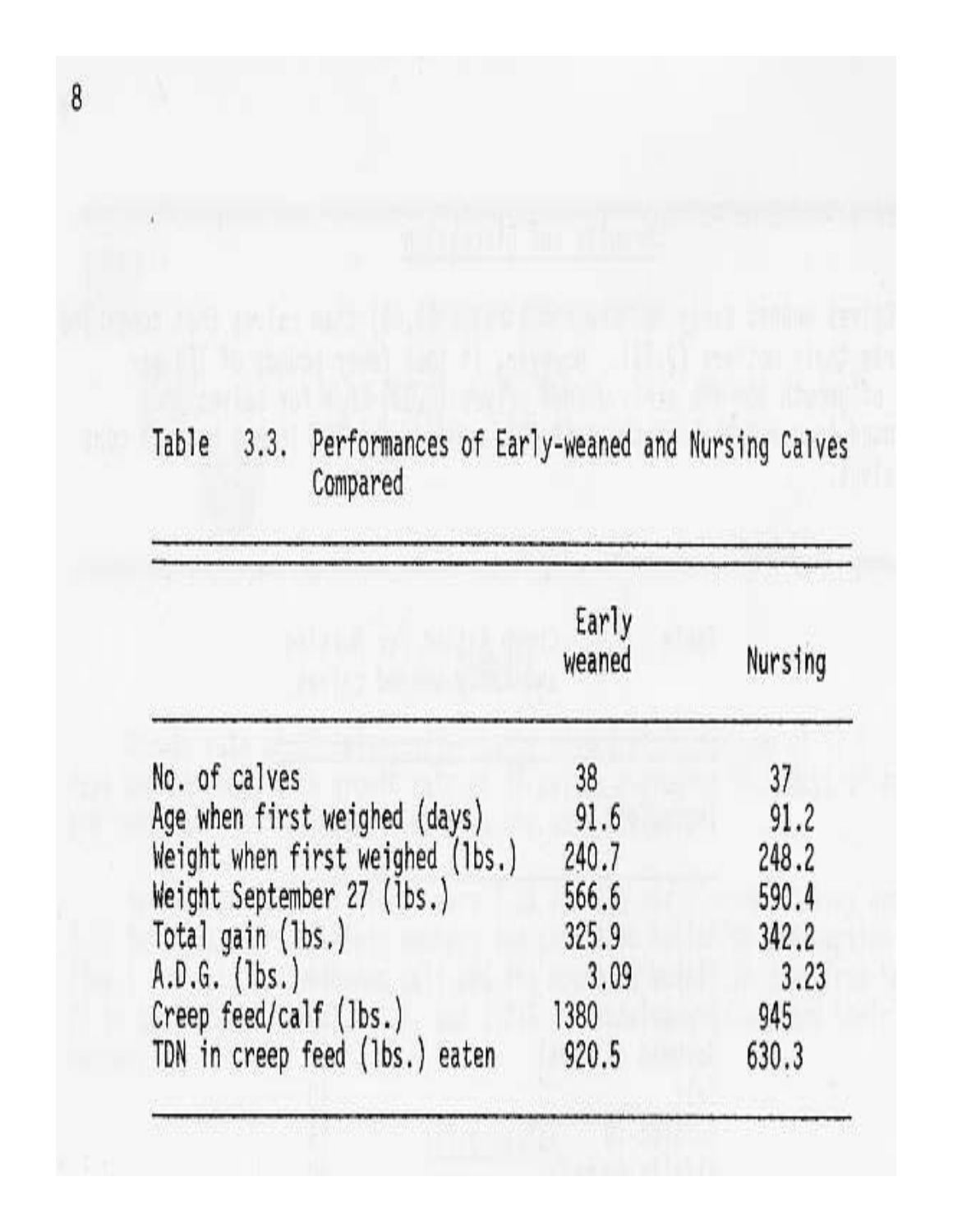Table 3.3. Performances of Early-weaned and Nursing Calves Compared

| | Early weaned | Nursing |
|---|---|---|
| No. of calves | 38 | 37 |
| Age when first weighed (days) | 91.6 | 91.2 |
| Weight when first weighed (lbs.) | 240.7 | 248.2 |
| Weight September 27 (lbs.) | 566.6 | 590.4 |
| Total gain (lbs.) | 325.9 | 342.2 |
| A.D.G. (lbs.) | 3.09 | 3.23 |
| Creep feed/calf (lbs.) | 1380 | 945 |
| TDN in creep feed (lbs.) eaten | 920.5 | 630.3 |